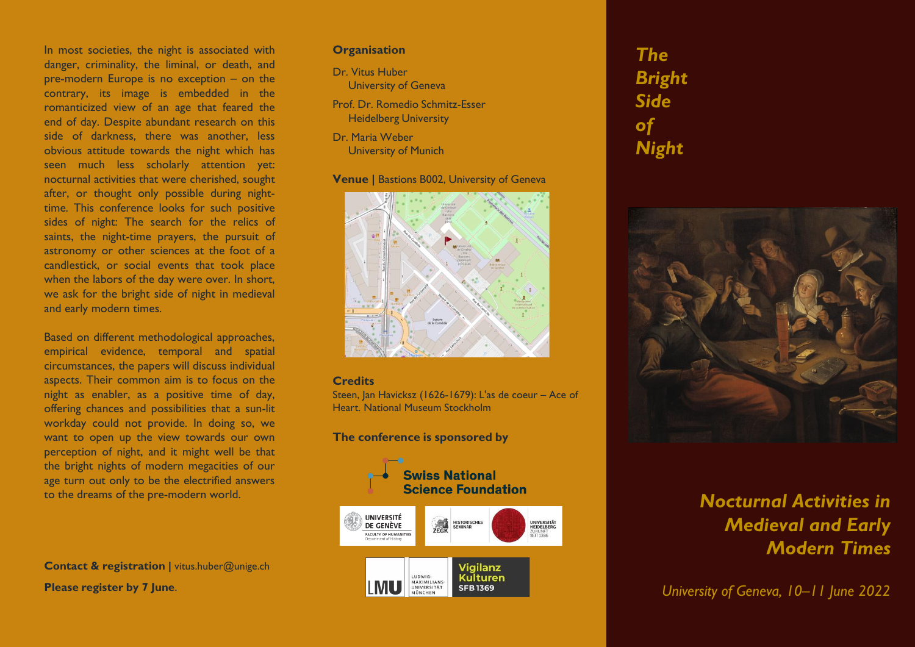# The Bright Side of Night

## Nocturnal Activities in Medieval and Early Modern Times

*University of Geneva, 10–11 June 2022*

In most societies, the night is associated with danger, criminality, the liminal, or death, and pre-modern Europe is no exception – on the contrary, its image is embedded in the romanticized view of an age that feared the end of day. Despite abundant research on this side of darkness, there was another, less obvious attitude towards the night which has seen much less scholarly attention yet: nocturnal activities that were cherished, sought after, or thought only possible during night-time. This conference looks for such positive sides of night: The search for the relics of saints, the night-time prayers, the pursuit of astronomy or other sciences at the foot of a candlestick, or social events that took place when the labors of the day were over. In short, we ask for the bright side of night in medieval and early modern times.

Based on different methodological approaches, empirical evidence, temporal and spatial circumstances, the papers will discuss individual aspects. Their common aim is to focus on the night as enabler, as a positive time of day, offering chances and possibilities that a sun-lit workday could not provide. In doing so, we want to open up the view towards our own perception of night, and it might well be that the bright nights of modern megacities of our age turn out only to be the electrified answers to the dreams of the pre-modern world.

**Contact & registration** | vitus.huber@unige.ch

**Please register by 7 June**.

### Organisation

Dr. Vitus Huber
University of Geneva

Prof. Dr. Romedio Schmitz-Esser
Heidelberg University

Dr. Maria Weber
University of Munich

**Venue |** Bastions B002, University of Geneva

### Credits

Steen, Jan Havicksz( 1626-1679): L'as de coeur – Ace of Heart. National Museum Stockholm

### The conference is sponsored by

Swiss National Science Foundation

Université de Genève, Faculty of Humanities, Department of History

Historisches Seminar ZEGK, Universität Heidelberg

LMU Ludwig-Maximilians-Universität München

Vigilanz Kulturen SFB 1369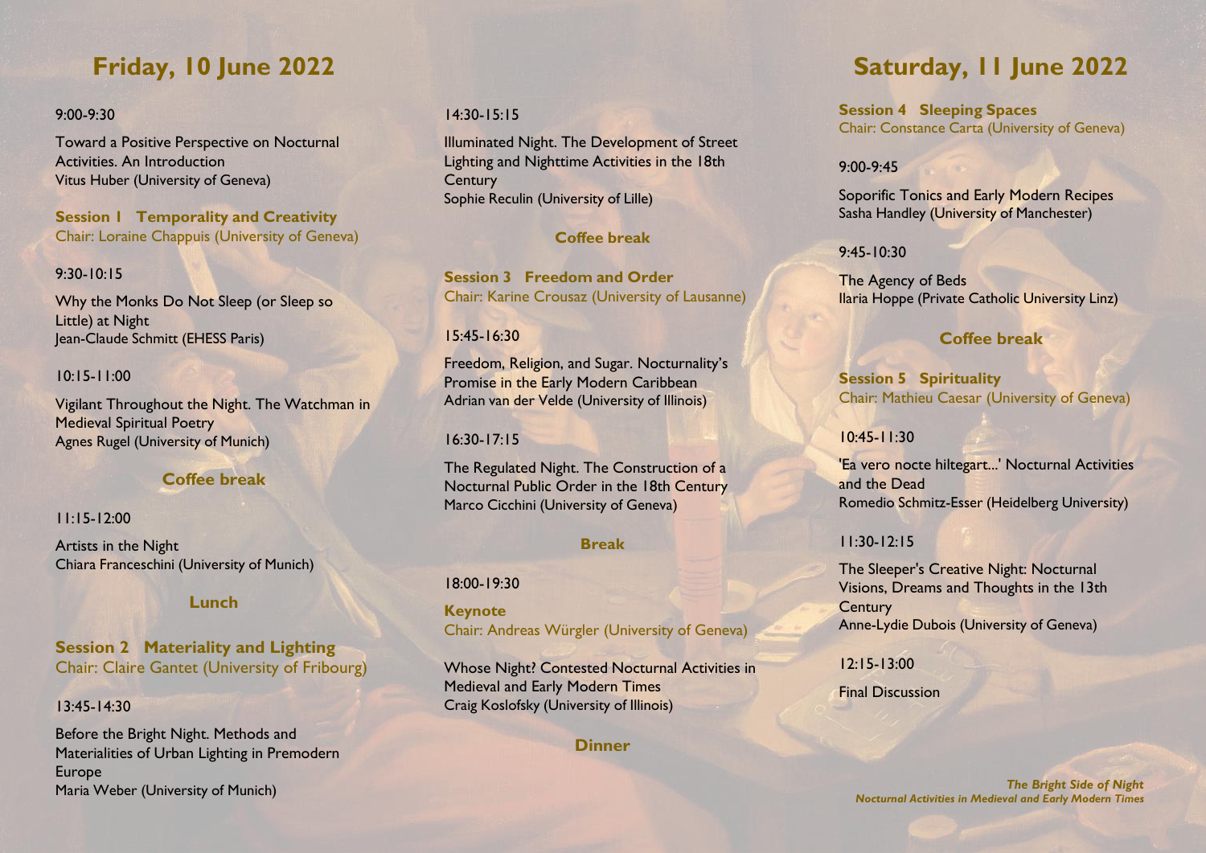# Friday, 10 June 2022

9:00-9:30

Toward a Positive Perspective on Nocturnal Activities. An Introduction
Vitus Huber (University of Geneva)

**Session 1 Temporality and Creativity**
Chair: Loraine Chappuis (University of Geneva)

9:30-10:15

Why the Monks Do Not Sleep (or Sleep so Little) at Night
Jean-Claude Schmitt (EHESS Paris)

10:15-11:00

Vigilant Throughout the Night. The Watchman in Medieval Spiritual Poetry
Agnes Rugel (University of Munich)

**Coffee break**

11:15-12:00

Artists in the Night
Chiara Franceschini (University of Munich)

**Lunch**

**Session 2 Materiality and Lighting**
Chair: Claire Gantet (University of Fribourg)

13:45-14:30

Before the Bright Night. Methods and Materialities of Urban Lighting in Premodern Europe
Maria Weber (University of Munich)

14:30-15:15

Illuminated Night. The Development of Street Lighting and Nighttime Activities in the 18th Century
Sophie Reculin (University of Lille)

**Coffee break**

**Session 3 Freedom and Order**
Chair: Karine Crousaz (University of Lausanne)

15:45-16:30

Freedom, Religion, and Sugar. Nocturnality's Promise in the Early Modern Caribbean
Adrian van der Velde (University of Illinois)

16:30-17:15

The Regulated Night. The Construction of a Nocturnal Public Order in the 18th Century
Marco Cicchini (University of Geneva)

**Break**

18:00-19:30

**Keynote**
Chair: Andreas Würgler (University of Geneva)

Whose Night? Contested Nocturnal Activities in Medieval and Early Modern Times
Craig Koslofsky (University of Illinois)

**Dinner**

# Saturday, 11 June 2022

**Session 4 Sleeping Spaces**
Chair: Constance Carta (University of Geneva)

9:00-9:45

Soporific Tonics and Early Modern Recipes
Sasha Handley (University of Manchester)

9:45-10:30

The Agency of Beds
Ilaria Hoppe (Private Catholic University Linz)

**Coffee break**

**Session 5 Spirituality**
Chair: Mathieu Caesar (University of Geneva)

10:45-11:30

'Ea vero nocte hiltegart...' Nocturnal Activities and the Dead
Romedio Schmitz-Esser (Heidelberg University)

11:30-12:15

The Sleeper's Creative Night: Nocturnal Visions, Dreams and Thoughts in the 13th Century
Anne-Lydie Dubois (University of Geneva)

12:15-13:00

Final Discussion

***The Bright Side of Night***
***Nocturnal Activities in Medieval and Early Modern Times***